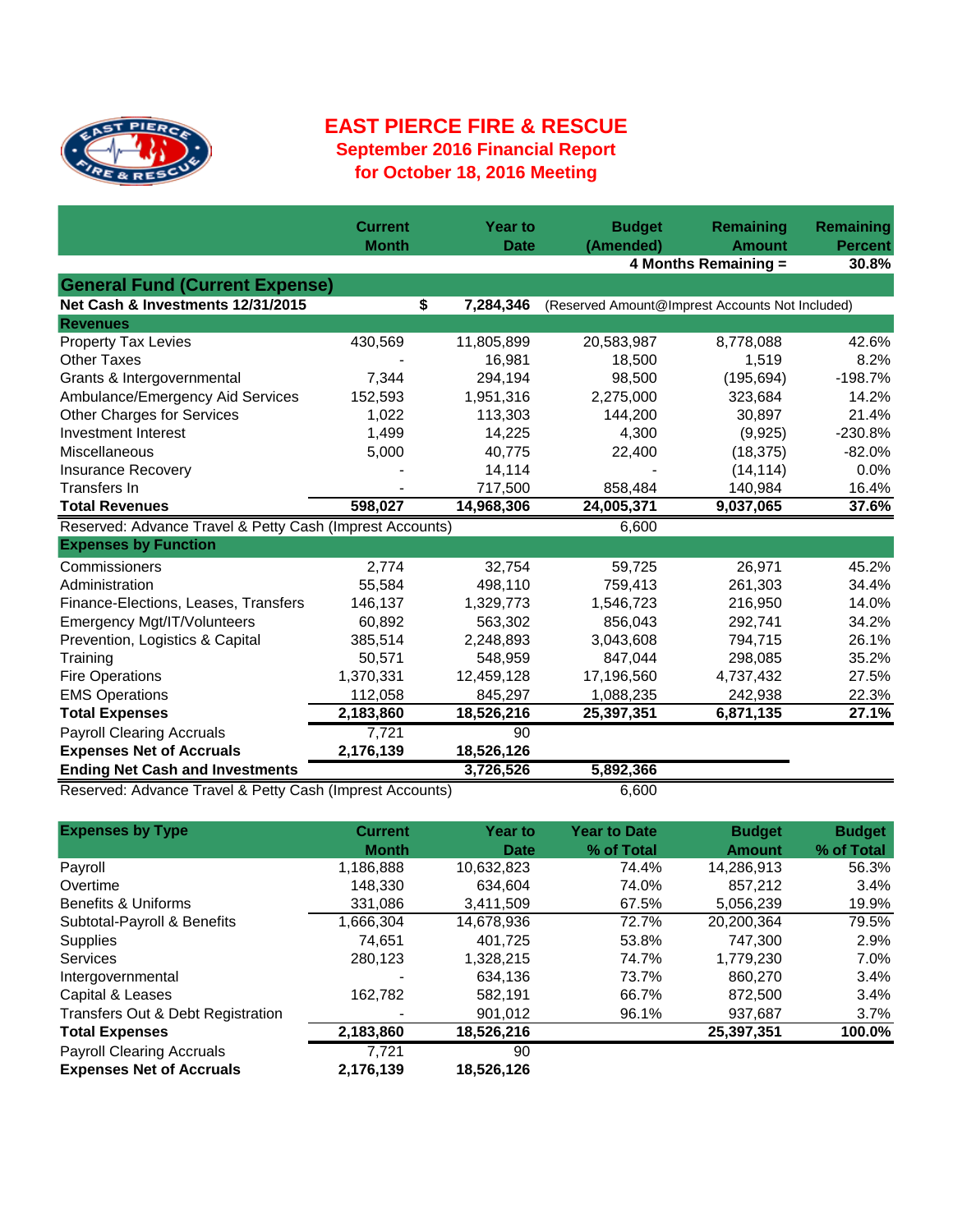# EAST PIERCE FIRE & RESCUE

## September 2016 Financial Report

## for October 18, 2016 Meeting

| | Current Month | Year to Date | Budget (Amended) | Remaining Amount | Remaining Percent |
|---|---|---|---|---|---|
| | | | | 4 Months Remaining = | 30.8% |
| **General Fund (Current Expense)** | | | | | |
| **Net Cash & Investments 12/31/2015** | $ | **7,284,346** | (Reserved Amount@Imprest Accounts Not Included) | | |
| **Revenues** | | | | | |
| Property Tax Levies | 430,569 | 11,805,899 | 20,583,987 | 8,778,088 | 42.6% |
| Other Taxes | - | 16,981 | 18,500 | 1,519 | 8.2% |
| Grants & Intergovernmental | 7,344 | 294,194 | 98,500 | (195,694) | -198.7% |
| Ambulance/Emergency Aid Services | 152,593 | 1,951,316 | 2,275,000 | 323,684 | 14.2% |
| Other Charges for Services | 1,022 | 113,303 | 144,200 | 30,897 | 21.4% |
| Investment Interest | 1,499 | 14,225 | 4,300 | (9,925) | -230.8% |
| Miscellaneous | 5,000 | 40,775 | 22,400 | (18,375) | -82.0% |
| Insurance Recovery | - | 14,114 | - | (14,114) | 0.0% |
| Transfers In | - | 717,500 | 858,484 | 140,984 | 16.4% |
| **Total Revenues** | **598,027** | **14,968,306** | **24,005,371** | **9,037,065** | **37.6%** |
| Reserved: Advance Travel & Petty Cash (Imprest Accounts) | | | 6,600 | | |
| **Expenses by Function** | | | | | |
| Commissioners | 2,774 | 32,754 | 59,725 | 26,971 | 45.2% |
| Administration | 55,584 | 498,110 | 759,413 | 261,303 | 34.4% |
| Finance-Elections, Leases, Transfers | 146,137 | 1,329,773 | 1,546,723 | 216,950 | 14.0% |
| Emergency Mgt/IT/Volunteers | 60,892 | 563,302 | 856,043 | 292,741 | 34.2% |
| Prevention, Logistics & Capital | 385,514 | 2,248,893 | 3,043,608 | 794,715 | 26.1% |
| Training | 50,571 | 548,959 | 847,044 | 298,085 | 35.2% |
| Fire Operations | 1,370,331 | 12,459,128 | 17,196,560 | 4,737,432 | 27.5% |
| EMS Operations | 112,058 | 845,297 | 1,088,235 | 242,938 | 22.3% |
| **Total Expenses** | **2,183,860** | **18,526,216** | **25,397,351** | **6,871,135** | **27.1%** |
| Payroll Clearing Accruals | 7,721 | 90 | | | |
| **Expenses Net of Accruals** | **2,176,139** | **18,526,126** | | | |
| **Ending Net Cash and Investments** | | **3,726,526** | **5,892,366** | | |
| Reserved: Advance Travel & Petty Cash (Imprest Accounts) | | | 6,600 | | |

| **Expenses by Type** | Current Month | Year to Date | Year to Date % of Total | Budget Amount | Budget % of Total |
|---|---|---|---|---|---|
| Payroll | 1,186,888 | 10,632,823 | 74.4% | 14,286,913 | 56.3% |
| Overtime | 148,330 | 634,604 | 74.0% | 857,212 | 3.4% |
| Benefits & Uniforms | 331,086 | 3,411,509 | 67.5% | 5,056,239 | 19.9% |
| Subtotal-Payroll & Benefits | 1,666,304 | 14,678,936 | 72.7% | 20,200,364 | 79.5% |
| Supplies | 74,651 | 401,725 | 53.8% | 747,300 | 2.9% |
| Services | 280,123 | 1,328,215 | 74.7% | 1,779,230 | 7.0% |
| Intergovernmental | - | 634,136 | 73.7% | 860,270 | 3.4% |
| Capital & Leases | 162,782 | 582,191 | 66.7% | 872,500 | 3.4% |
| Transfers Out & Debt Registration | - | 901,012 | 96.1% | 937,687 | 3.7% |
| **Total Expenses** | **2,183,860** | **18,526,216** | | **25,397,351** | **100.0%** |
| Payroll Clearing Accruals | 7,721 | 90 | | | |
| **Expenses Net of Accruals** | **2,176,139** | **18,526,126** | | | |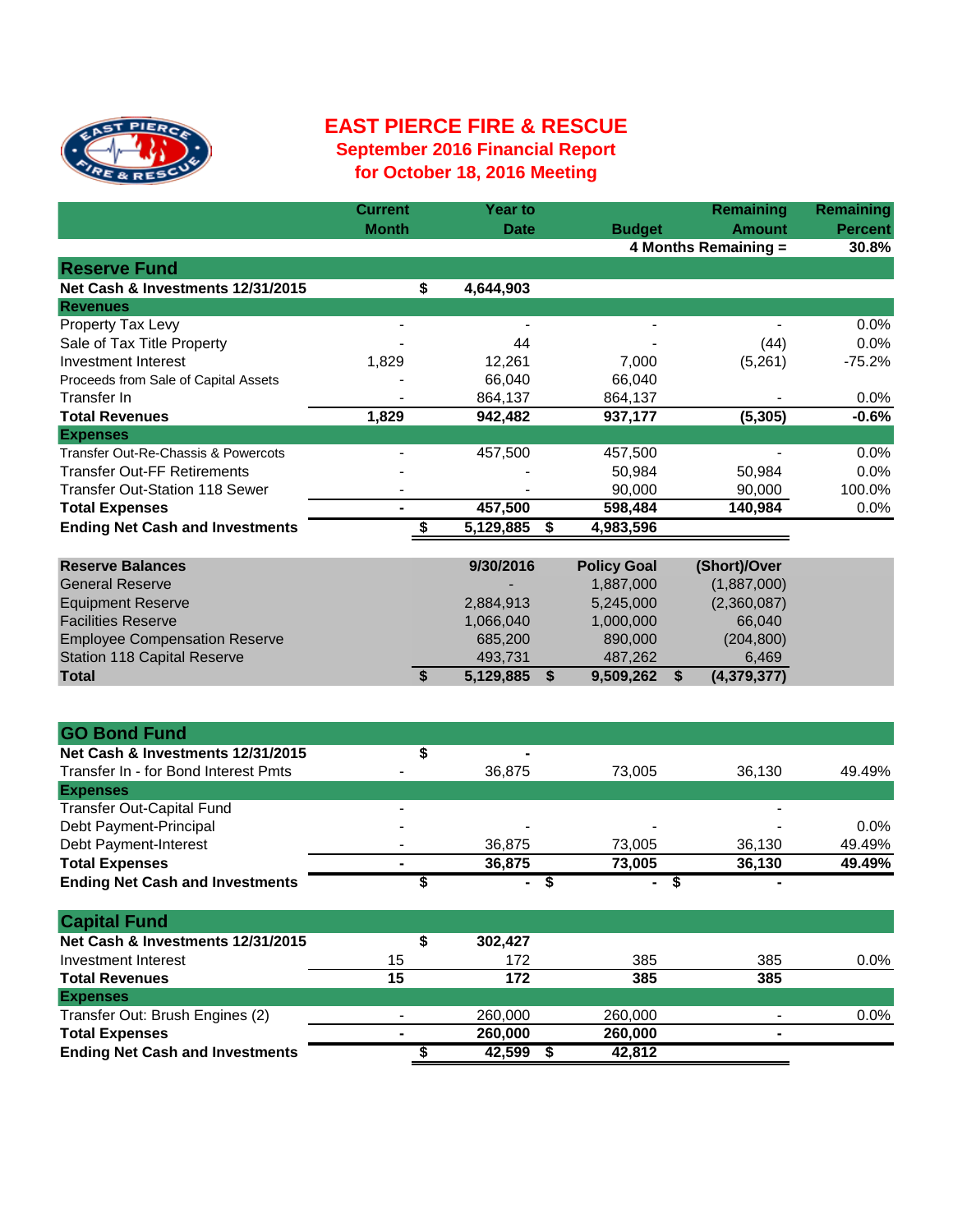# EAST PIERCE FIRE & RESCUE

## September 2016 Financial Report

## for October 18, 2016 Meeting

| | Current Month | Year to Date | Budget | Remaining Amount | Remaining Percent |
|---|---|---|---|---|---|
| | | | | 4 Months Remaining = | 30.8% |
| **Reserve Fund** | | | | | |
| **Net Cash & Investments 12/31/2015** | | **$ 4,644,903** | | | |
| **Revenues** | | | | | |
| Property Tax Levy | - | - | - | - | 0.0% |
| Sale of Tax Title Property | - | 44 | - | (44) | 0.0% |
| Investment Interest | 1,829 | 12,261 | 7,000 | (5,261) | -75.2% |
| Proceeds from Sale of Capital Assets | - | 66,040 | 66,040 | | |
| Transfer In | - | 864,137 | 864,137 | - | 0.0% |
| **Total Revenues** | **1,829** | **942,482** | **937,177** | **(5,305)** | **-0.6%** |
| **Expenses** | | | | | |
| Transfer Out-Re-Chassis & Powercots | - | 457,500 | 457,500 | - | 0.0% |
| Transfer Out-FF Retirements | - | - | 50,984 | 50,984 | 0.0% |
| Transfer Out-Station 118 Sewer | - | - | 90,000 | 90,000 | 100.0% |
| **Total Expenses** | **-** | **457,500** | **598,484** | **140,984** | 0.0% |
| **Ending Net Cash and Investments** | | **$ 5,129,885** | **$ 4,983,596** | | |

| Reserve Balances | 9/30/2016 | Policy Goal | (Short)/Over |
|---|---|---|---|
| General Reserve | - | 1,887,000 | (1,887,000) |
| Equipment Reserve | 2,884,913 | 5,245,000 | (2,360,087) |
| Facilities Reserve | 1,066,040 | 1,000,000 | 66,040 |
| Employee Compensation Reserve | 685,200 | 890,000 | (204,800) |
| Station 118 Capital Reserve | 493,731 | 487,262 | 6,469 |
| **Total** | **$ 5,129,885** | **$ 9,509,262** | **$ (4,379,377)** |

| | Current Month | Year to Date | Budget | Remaining Amount | Remaining Percent |
|---|---|---|---|---|---|
| **GO Bond Fund** | | | | | |
| **Net Cash & Investments 12/31/2015** | | **$ -** | | | |
| Transfer In - for Bond Interest Pmts | - | 36,875 | 73,005 | 36,130 | 49.49% |
| **Expenses** | | | | | |
| Transfer Out-Capital Fund | - | | | - | |
| Debt Payment-Principal | - | - | - | - | 0.0% |
| Debt Payment-Interest | - | 36,875 | 73,005 | 36,130 | 49.49% |
| **Total Expenses** | **-** | **36,875** | **73,005** | **36,130** | **49.49%** |
| **Ending Net Cash and Investments** | | **$ -** | **$ -** | **$ -** | |

| | Current Month | Year to Date | Budget | Remaining Amount | Remaining Percent |
|---|---|---|---|---|---|
| **Capital Fund** | | | | | |
| **Net Cash & Investments 12/31/2015** | | **$ 302,427** | | | |
| Investment Interest | 15 | 172 | 385 | 385 | 0.0% |
| **Total Revenues** | **15** | **172** | **385** | **385** | |
| **Expenses** | | | | | |
| Transfer Out: Brush Engines (2) | - | 260,000 | 260,000 | - | 0.0% |
| **Total Expenses** | **-** | **260,000** | **260,000** | **-** | |
| **Ending Net Cash and Investments** | | **$ 42,599** | **$ 42,812** | | |